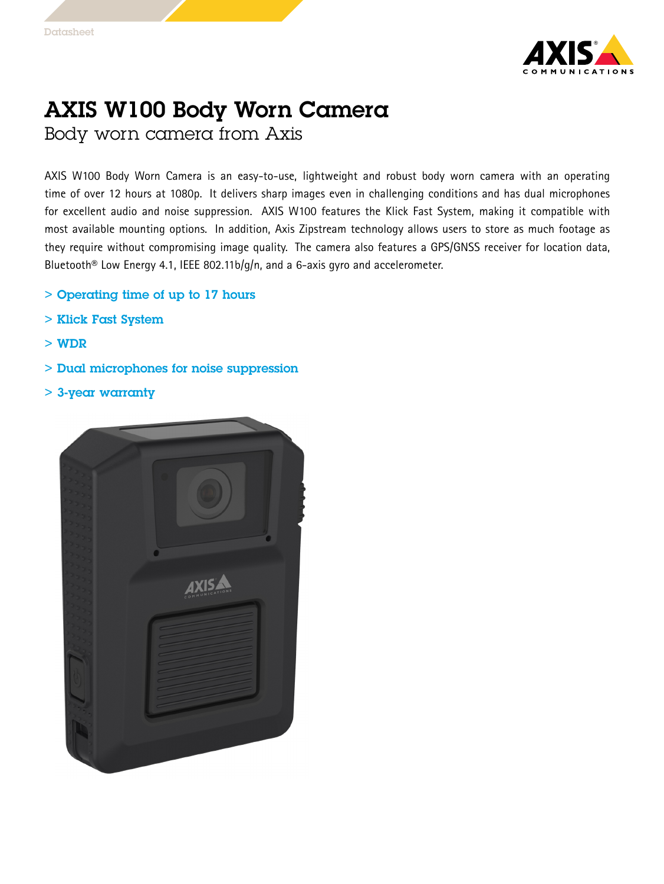Datasheet

# AXIS W100 Body Worn Camera

## Body worn camera from Axis

AXIS W100 Body Worn Camera is an easy-to-use, lightweight and robust body worn camera with an operating time of over 12 hours at 1080p. It delivers sharp images even in challenging conditions and has dual microphones for excellent audio and noise suppression. AXIS W100 features the Klick Fast System, making it compatible with most available mounting options. In addition, Axis Zipstream technology allows users to store as much footage as they require without compromising image quality. The camera also features a GPS/GNSS receiver for location data, Bluetooth® Low Energy 4.1, IEEE 802.11b/g/n, and a 6-axis gyro and accelerometer.

- Operating time of up to 17 hours
- Klick Fast System
- WDR
- Dual microphones for noise suppression
- 3-year warranty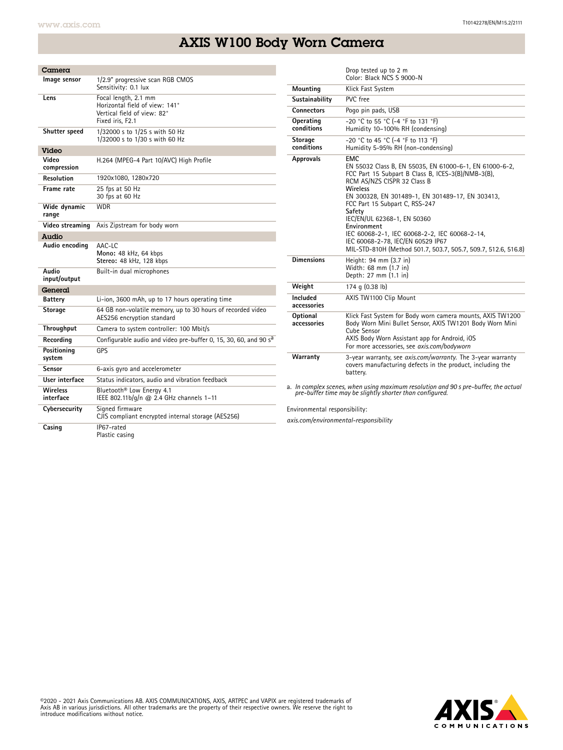# AXIS W100 Body Worn Camera

## Camera

| | |
|---|---|
| **Image sensor** | 1/2.9" progressive scan RGB CMOS<br>Sensitivity: 0.1 lux |
| **Lens** | Focal length, 2.1 mm<br>Horizontal field of view: 141°<br>Vertical field of view: 82°<br>Fixed iris, F2.1 |
| **Shutter speed** | 1/32000 s to 1/25 s with 50 Hz<br>1/32000 s to 1/30 s with 60 Hz |

## Video

| | |
|---|---|
| **Video compression** | H.264 (MPEG-4 Part 10/AVC) High Profile |
| **Resolution** | 1920x1080, 1280x720 |
| **Frame rate** | 25 fps at 50 Hz<br>30 fps at 60 Hz |
| **Wide dynamic range** | WDR |
| **Video streaming** | Axis Zipstream for body worn |

## Audio

| | |
|---|---|
| **Audio encoding** | AAC-LC<br>**Mono:** 48 kHz, 64 kbps<br>**Stereo:** 48 kHz, 128 kbps |
| **Audio input/output** | Built-in dual microphones |

## General

| | |
|---|---|
| **Battery** | Li-ion, 3600 mAh, up to 17 hours operating time |
| **Storage** | 64 GB non-volatile memory, up to 30 hours of recorded video<br>AES256 encryption standard |
| **Throughput** | Camera to system controller: 100 Mbit/s |
| **Recording** | Configurable audio and video pre-buffer 0, 15, 30, 60, and 90 s[a] |
| **Positioning system** | GPS |
| **Sensor** | 6-axis gyro and accelerometer |
| **User interface** | Status indicators, audio and vibration feedback |
| **Wireless interface** | Bluetooth® Low Energy 4.1<br>IEEE 802.11b/g/n @ 2.4 GHz channels 1–11 |
| **Cybersecurity** | Signed firmware<br>CJIS compliant encrypted internal storage (AES256) |
| **Casing** | IP67-rated<br>Plastic casing<br>Drop tested up to 2 m<br>Color: Black NCS S 9000-N |
| **Mounting** | Klick Fast System |
| **Sustainability** | PVC free |
| **Connectors** | Pogo pin pads, USB |
| **Operating conditions** | -20 °C to 55 °C (-4 °F to 131 °F)<br>Humidity 10–100% RH (condensing) |
| **Storage conditions** | -20 °C to 45 °C (-4 °F to 113 °F)<br>Humidity 5-95% RH (non-condensing) |
| **Approvals** | **EMC**<br>EN 55032 Class B, EN 55035, EN 61000-6-1, EN 61000-6-2, FCC Part 15 Subpart B Class B, ICES-3(B)/NMB-3(B), RCM AS/NZS CISPR 32 Class B<br>**Wireless**<br>EN 300328, EN 301489-1, EN 301489-17, EN 303413, FCC Part 15 Subpart C, RSS-247<br>**Safety**<br>IEC/EN/UL 62368-1, EN 50360<br>**Environment**<br>IEC 60068-2-1, IEC 60068-2-2, IEC 60068-2-14, IEC 60068-2-78, IEC/EN 60529 IP67<br>MIL-STD-810H (Method 501.7, 503.7, 505.7, 509.7, 512.6, 516.8) |
| **Dimensions** | Height: 94 mm (3.7 in)<br>Width: 68 mm (1.7 in)<br>Depth: 27 mm (1.1 in) |
| **Weight** | 174 g (0.38 lb) |
| **Included accessories** | AXIS TW1100 Clip Mount |
| **Optional accessories** | Klick Fast System for Body worn camera mounts, AXIS TW1200 Body Worn Mini Bullet Sensor, AXIS TW1201 Body Worn Mini Cube Sensor<br>AXIS Body Worn Assistant app for Android, iOS<br>For more accessories, see *axis.com/bodyworn* |
| **Warranty** | 3-year warranty, see *axis.com/warranty*. The 3-year warranty covers manufacturing defects in the product, including the battery. |

a. *In complex scenes, when using maximum resolution and 90 s pre-buffer, the actual pre-buffer time may be slightly shorter than configured.*

Environmental responsibility:

*axis.com/environmental-responsibility*

©2020 - 2021 Axis Communications AB. AXIS COMMUNICATIONS, AXIS, ARTPEC and VAPIX are registered trademarks of Axis AB in various jurisdictions. All other trademarks are the property of their respective owners. We reserve the right to introduce modifications without notice.